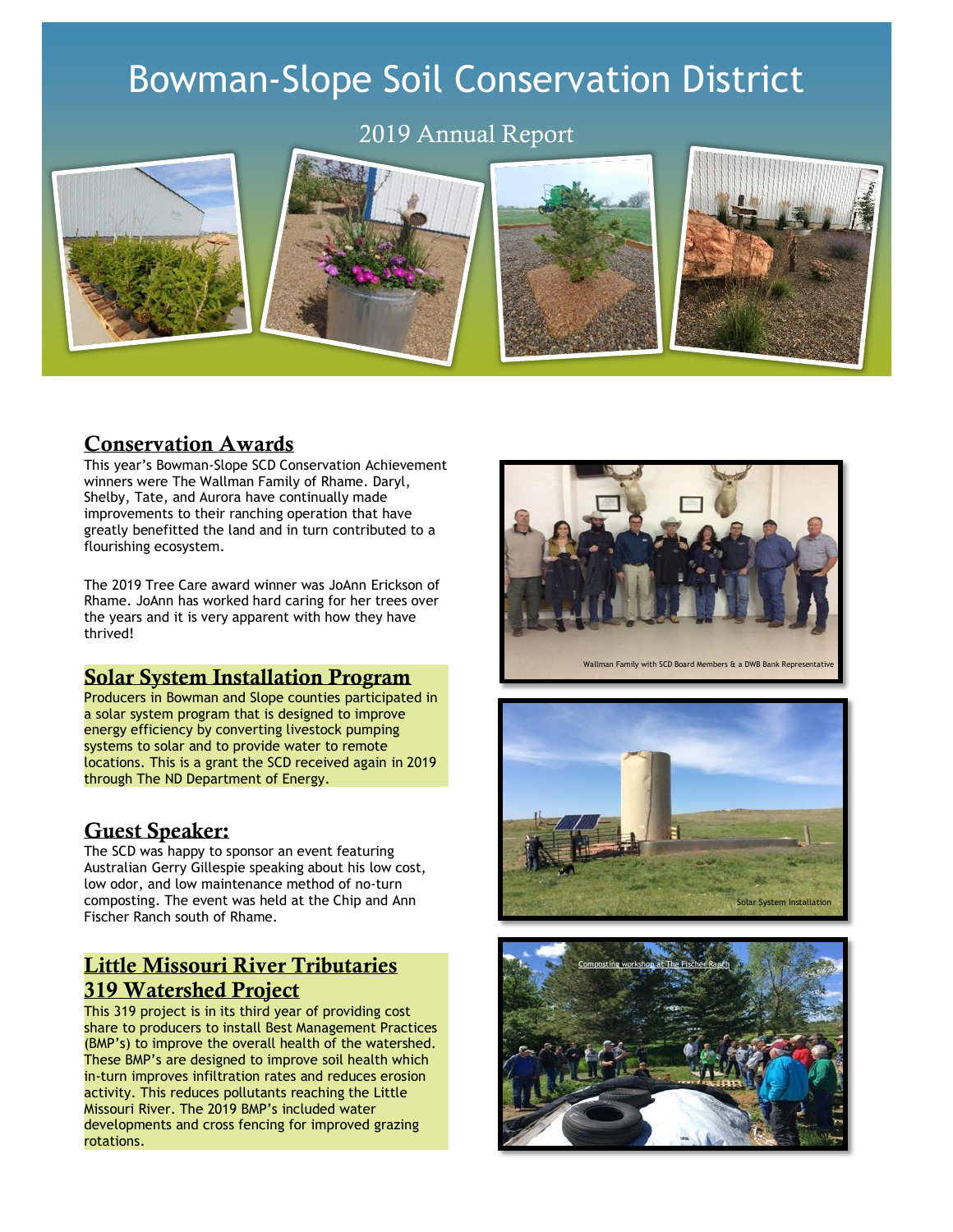# Bowman-Slope Soil Conservation District

## 2019 Annual Report

## Conservation Awards

This year's Bowman-Slope SCD Conservation Achievement winners were The Wallman Family of Rhame. Daryl, Shelby, Tate, and Aurora have continually made improvements to their ranching operation that have greatly benefitted the land and in turn contributed to a flourishing ecosystem.

The 2019 Tree Care award winner was JoAnn Erickson of Rhame. JoAnn has worked hard caring for her trees over the years and it is very apparent with how they have thrived!

Wallman Family with SCD Board Members & a DWB Bank Representative

## Solar System Installation Program

Producers in Bowman and Slope counties participated in a solar system program that is designed to improve energy efficiency by converting livestock pumping systems to solar and to provide water to remote locations. This is a grant the SCD received again in 2019 through The ND Department of Energy.

Solar System Installation

## Guest Speaker:

The SCD was happy to sponsor an event featuring Australian Gerry Gillespie speaking about his low cost, low odor, and low maintenance method of no-turn composting. The event was held at the Chip and Ann Fischer Ranch south of Rhame.

Composting workshop at The Fischer Ranch

## Little Missouri River Tributaries 319 Watershed Project

This 319 project is in its third year of providing cost share to producers to install Best Management Practices (BMP's) to improve the overall health of the watershed. These BMP's are designed to improve soil health which in-turn improves infiltration rates and reduces erosion activity. This reduces pollutants reaching the Little Missouri River. The 2019 BMP's included water developments and cross fencing for improved grazing rotations.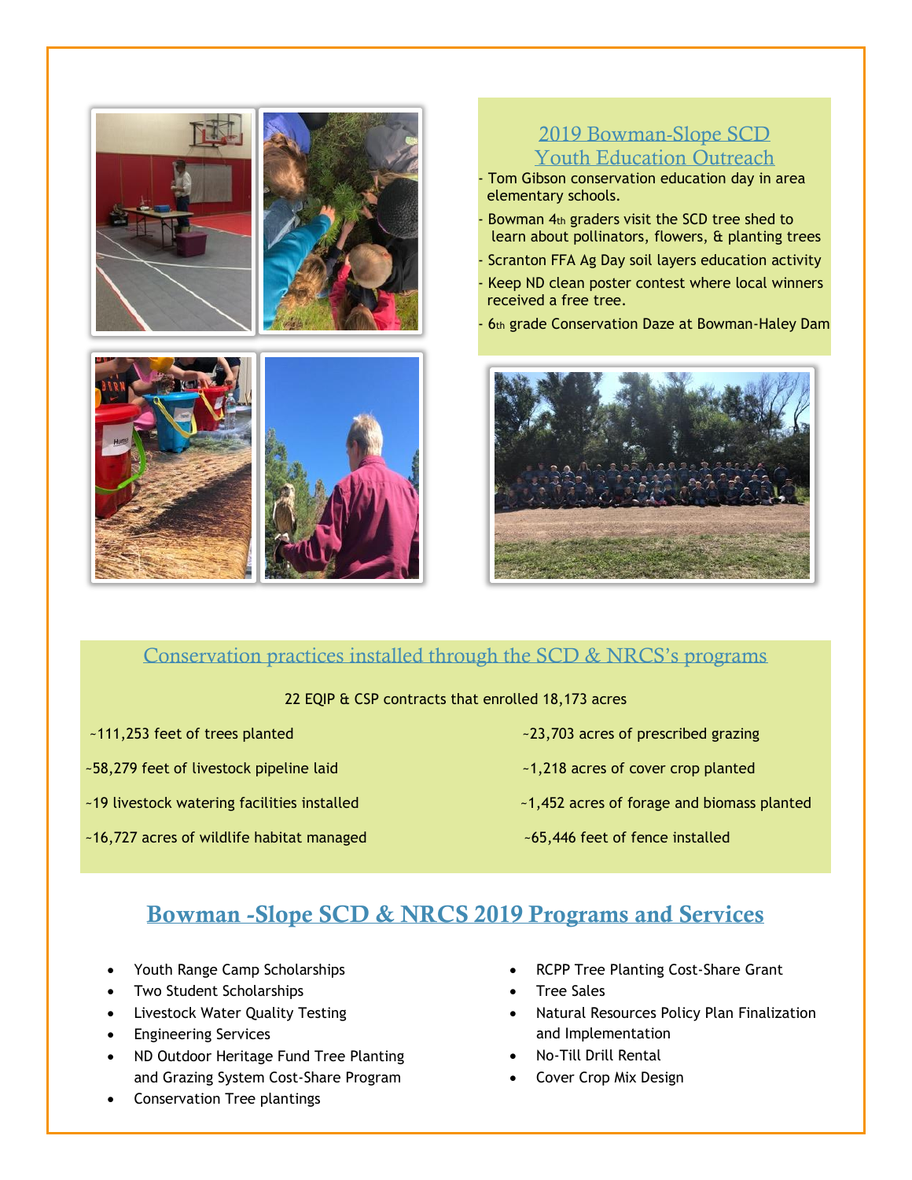## 2019 Bowman-Slope SCD Youth Education Outreach

- Tom Gibson conservation education day in area elementary schools.
- Bowman 4th graders visit the SCD tree shed to learn about pollinators, flowers, & planting trees
- Scranton FFA Ag Day soil layers education activity
- Keep ND clean poster contest where local winners received a free tree.
- 6th grade Conservation Daze at Bowman-Haley Dam

## Conservation practices installed through the SCD & NRCS's programs

22 EQIP & CSP contracts that enrolled 18,173 acres

- ~111,253 feet of trees planted
- ~58,279 feet of livestock pipeline laid
- ~19 livestock watering facilities installed
- ~16,727 acres of wildlife habitat managed
- ~23,703 acres of prescribed grazing
- ~1,218 acres of cover crop planted
- ~1,452 acres of forage and biomass planted
- ~65,446 feet of fence installed

## Bowman -Slope SCD & NRCS 2019 Programs and Services

- Youth Range Camp Scholarships
- Two Student Scholarships
- Livestock Water Quality Testing
- Engineering Services
- ND Outdoor Heritage Fund Tree Planting and Grazing System Cost-Share Program
- Conservation Tree plantings
- RCPP Tree Planting Cost-Share Grant
- Tree Sales
- Natural Resources Policy Plan Finalization and Implementation
- No-Till Drill Rental
- Cover Crop Mix Design